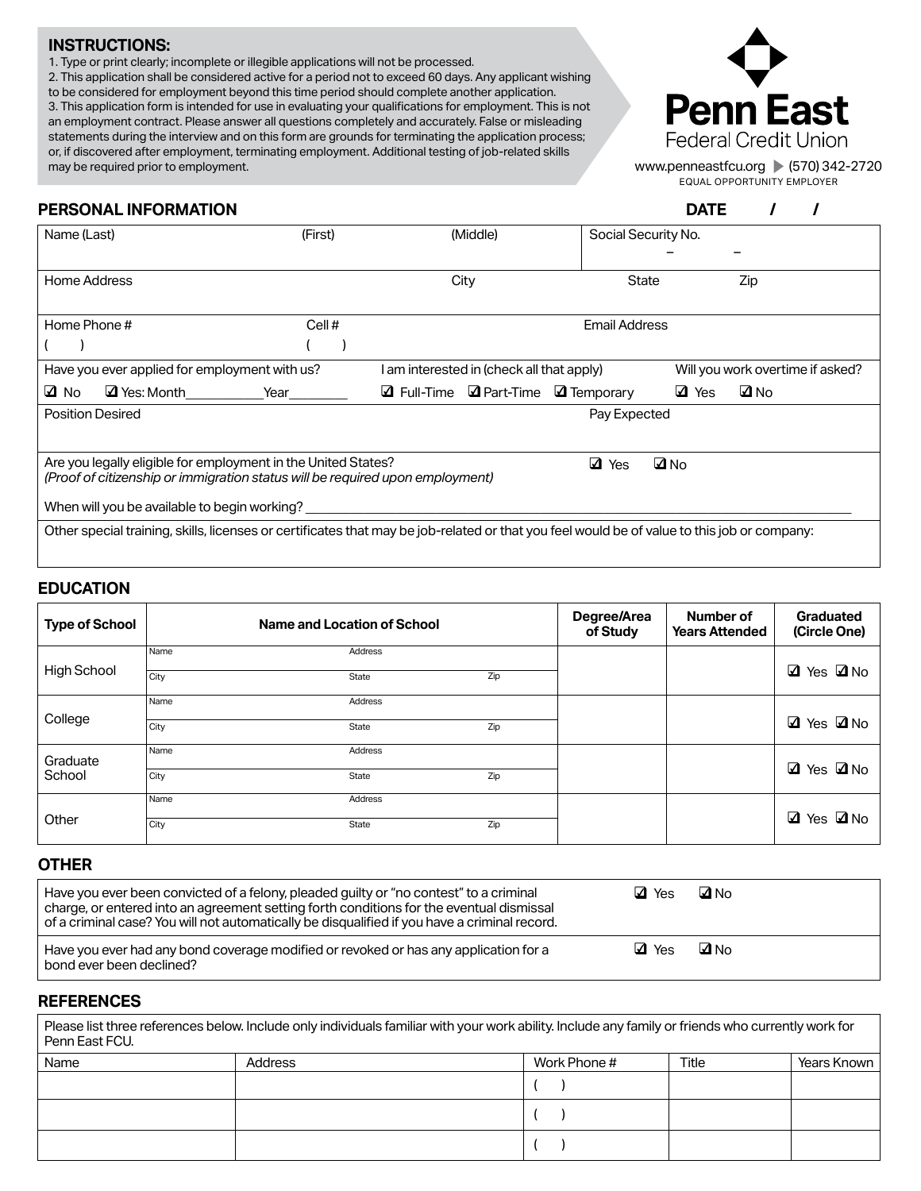## INSTRUCTIONS:

1. Type or print clearly; incomplete or illegible applications will not be processed.
2. This application shall be considered active for a period not to exceed 60 days. Any applicant wishing to be considered for employment beyond this time period should complete another application.
3. This application form is intended for use in evaluating your qualifications for employment. This is not an employment contract. Please answer all questions completely and accurately. False or misleading statements during the interview and on this form are grounds for terminating the application process; or, if discovered after employment, terminating employment. Additional testing of job-related skills may be required prior to employment.

**Penn East**
Federal Credit Union

www.penneastfcu.org ▶ (570) 342-2720
EQUAL OPPORTUNITY EMPLOYER

## PERSONAL INFORMATION

**DATE** / /

| Name (Last) | (First) | (Middle) | Social Security No. – – |
|---|---|---|---|
| Home Address | | City | State / Zip |
| Home Phone # ( ) | Cell # ( ) | | Email Address |
| Have you ever applied for employment with us? ☑ No ☑ Yes: Month\_\_\_\_\_\_ Year\_\_\_\_\_ | | I am interested in (check all that apply) ☑ Full-Time ☑ Part-Time ☑ Temporary | Will you work overtime if asked? ☑ Yes ☑ No |
| Position Desired | | | Pay Expected |

Are you legally eligible for employment in the United States? ☑ Yes ☑ No
*(Proof of citizenship or immigration status will be required upon employment)*

When will you be available to begin working? \_\_\_\_\_\_\_\_\_\_\_\_\_\_\_\_\_\_\_\_

Other special training, skills, licenses or certificates that may be job-related or that you feel would be of value to this job or company:

## EDUCATION

| Type of School | Name and Location of School | Degree/Area of Study | Number of Years Attended | Graduated (Circle One) |
|---|---|---|---|---|
| High School | Name / Address / City / State / Zip | | | ☑ Yes ☑ No |
| College | Name / Address / City / State / Zip | | | ☑ Yes ☑ No |
| Graduate School | Name / Address / City / State / Zip | | | ☑ Yes ☑ No |
| Other | Name / Address / City / State / Zip | | | ☑ Yes ☑ No |

## OTHER

| Question | Answer |
|---|---|
| Have you ever been convicted of a felony, pleaded guilty or "no contest" to a criminal charge, or entered into an agreement setting forth conditions for the eventual dismissal of a criminal case? You will not automatically be disqualified if you have a criminal record. | ☑ Yes ☑ No |
| Have you ever had any bond coverage modified or revoked or has any application for a bond ever been declined? | ☑ Yes ☑ No |

## REFERENCES

Please list three references below. Include only individuals familiar with your work ability. Include any family or friends who currently work for Penn East FCU.

| Name | Address | Work Phone # | Title | Years Known |
|---|---|---|---|---|
| | | ( ) | | |
| | | ( ) | | |
| | | ( ) | | |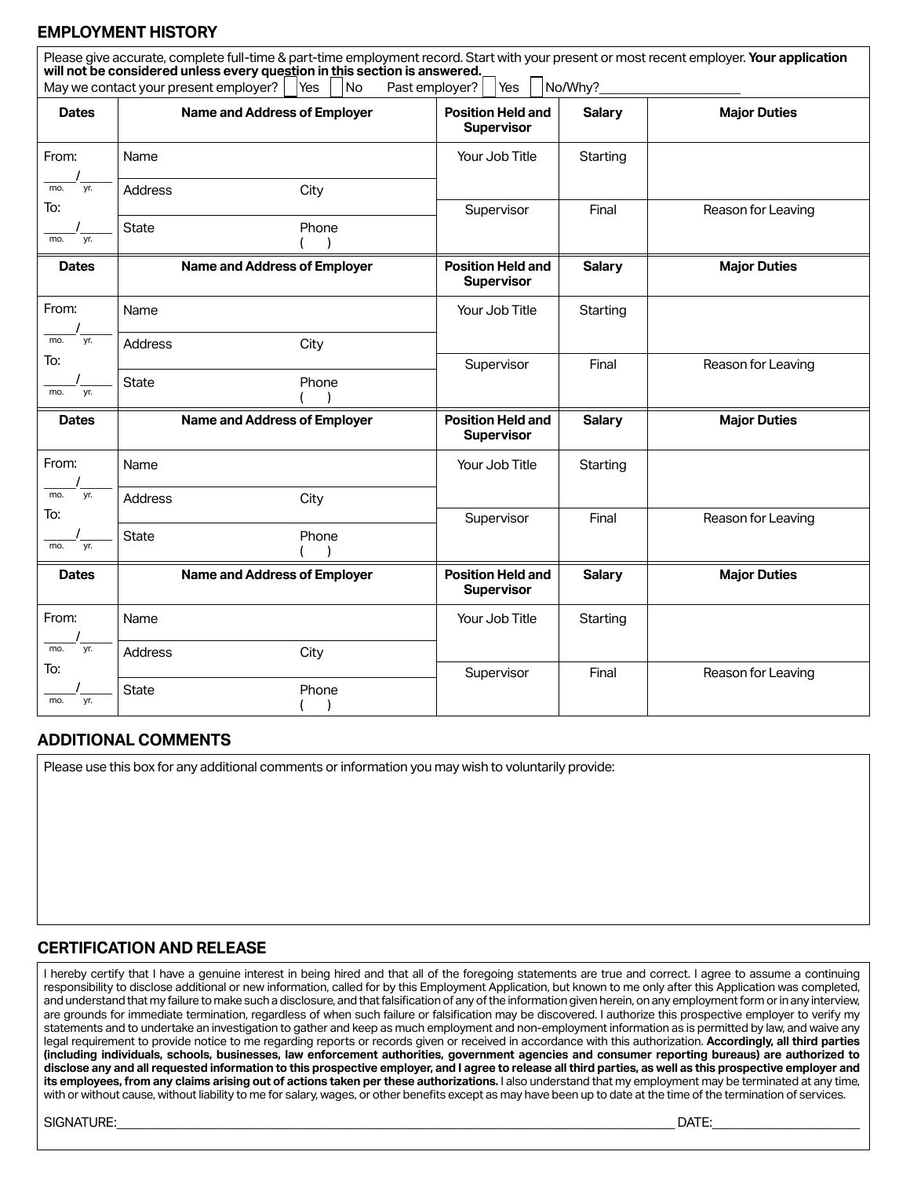## EMPLOYMENT HISTORY

Please give accurate, complete full-time & part-time employment record. Start with your present or most recent employer. **Your application will not be considered unless every question in this section is answered.**

May we contact your present employer? ☐ Yes ☐ No Past employer? ☐ Yes ☐ No/Why?____________________

| Dates | Name and Address of Employer | | Position Held and Supervisor | Salary | Major Duties |
|---|---|---|---|---|---|
| From: ____/____ (mo. yr.) | Name | | Your Job Title | Starting | |
| | Address | City | | | |
| To: ____/____ (mo. yr.) | State | Phone ( ) | Supervisor | Final | Reason for Leaving |

| Dates | Name and Address of Employer | | Position Held and Supervisor | Salary | Major Duties |
|---|---|---|---|---|---|
| From: ____/____ (mo. yr.) | Name | | Your Job Title | Starting | |
| | Address | City | | | |
| To: ____/____ (mo. yr.) | State | Phone ( ) | Supervisor | Final | Reason for Leaving |

| Dates | Name and Address of Employer | | Position Held and Supervisor | Salary | Major Duties |
|---|---|---|---|---|---|
| From: ____/____ (mo. yr.) | Name | | Your Job Title | Starting | |
| | Address | City | | | |
| To: ____/____ (mo. yr.) | State | Phone ( ) | Supervisor | Final | Reason for Leaving |

| Dates | Name and Address of Employer | | Position Held and Supervisor | Salary | Major Duties |
|---|---|---|---|---|---|
| From: ____/____ (mo. yr.) | Name | | Your Job Title | Starting | |
| | Address | City | | | |
| To: ____/____ (mo. yr.) | State | Phone ( ) | Supervisor | Final | Reason for Leaving |

## ADDITIONAL COMMENTS

Please use this box for any additional comments or information you may wish to voluntarily provide:

## CERTIFICATION AND RELEASE

I hereby certify that I have a genuine interest in being hired and that all of the foregoing statements are true and correct. I agree to assume a continuing responsibility to disclose additional or new information, called for by this Employment Application, but known to me only after this Application was completed, and understand that my failure to make such a disclosure, and that falsification of any of the information given herein, on any employment form or in any interview, are grounds for immediate termination, regardless of when such failure or falsification may be discovered. I authorize this prospective employer to verify my statements and to undertake an investigation to gather and keep as much employment and non-employment information as is permitted by law, and waive any legal requirement to provide notice to me regarding reports or records given or received in accordance with this authorization. **Accordingly, all third parties (including individuals, schools, businesses, law enforcement authorities, government agencies and consumer reporting bureaus) are authorized to disclose any and all requested information to this prospective employer, and I agree to release all third parties, as well as this prospective employer and its employees, from any claims arising out of actions taken per these authorizations.** I also understand that my employment may be terminated at any time, with or without cause, without liability to me for salary, wages, or other benefits except as may have been up to date at the time of the termination of services.

SIGNATURE:______________________________________________ DATE:____________________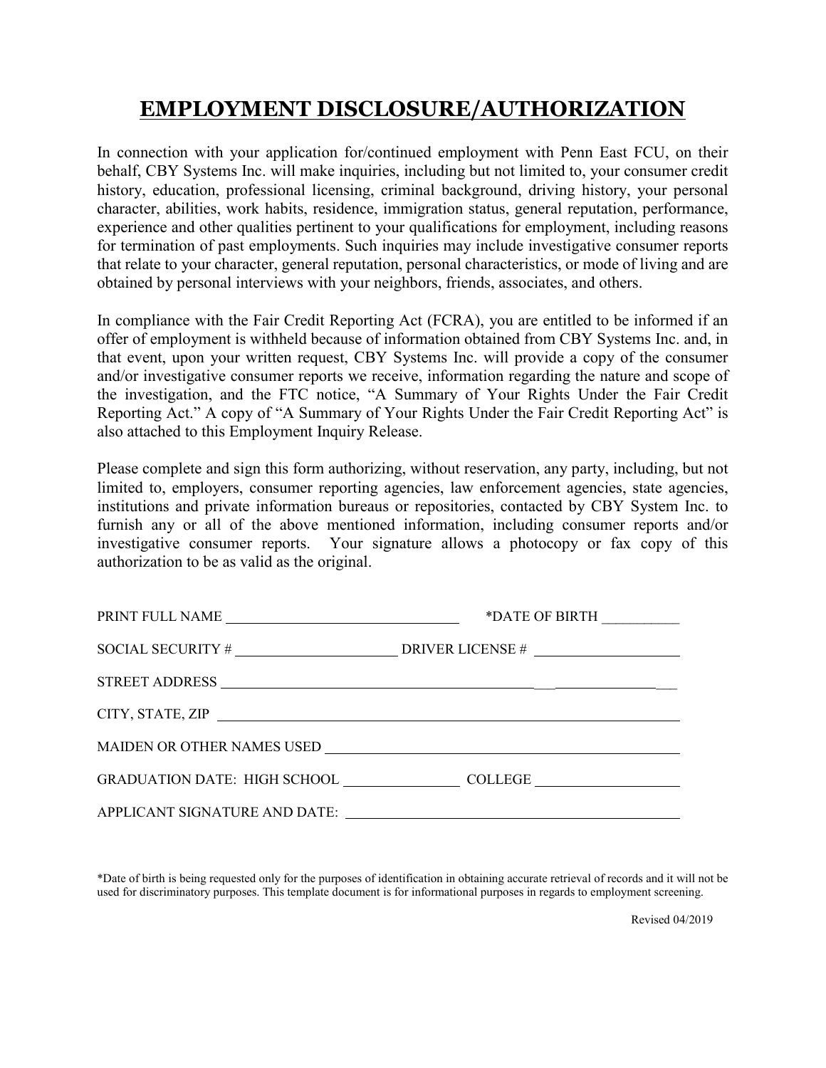# EMPLOYMENT DISCLOSURE/AUTHORIZATION

In connection with your application for/continued employment with Penn East FCU, on their behalf, CBY Systems Inc. will make inquiries, including but not limited to, your consumer credit history, education, professional licensing, criminal background, driving history, your personal character, abilities, work habits, residence, immigration status, general reputation, performance, experience and other qualities pertinent to your qualifications for employment, including reasons for termination of past employments. Such inquiries may include investigative consumer reports that relate to your character, general reputation, personal characteristics, or mode of living and are obtained by personal interviews with your neighbors, friends, associates, and others.

In compliance with the Fair Credit Reporting Act (FCRA), you are entitled to be informed if an offer of employment is withheld because of information obtained from CBY Systems Inc. and, in that event, upon your written request, CBY Systems Inc. will provide a copy of the consumer and/or investigative consumer reports we receive, information regarding the nature and scope of the investigation, and the FTC notice, "A Summary of Your Rights Under the Fair Credit Reporting Act." A copy of "A Summary of Your Rights Under the Fair Credit Reporting Act" is also attached to this Employment Inquiry Release.

Please complete and sign this form authorizing, without reservation, any party, including, but not limited to, employers, consumer reporting agencies, law enforcement agencies, state agencies, institutions and private information bureaus or repositories, contacted by CBY System Inc. to furnish any or all of the above mentioned information, including consumer reports and/or investigative consumer reports. Your signature allows a photocopy or fax copy of this authorization to be as valid as the original.

PRINT FULL NAME ________________________________ *DATE OF BIRTH __________

SOCIAL SECURITY # ______________________ DRIVER LICENSE # ____________________

STREET ADDRESS ______________________________________________________________

CITY, STATE, ZIP ______________________________________________________________

MAIDEN OR OTHER NAMES USED ______________________________________________

GRADUATION DATE: HIGH SCHOOL ________________ COLLEGE ____________________

APPLICANT SIGNATURE AND DATE: ______________________________________________

*Date of birth is being requested only for the purposes of identification in obtaining accurate retrieval of records and it will not be used for discriminatory purposes. This template document is for informational purposes in regards to employment screening.

Revised 04/2019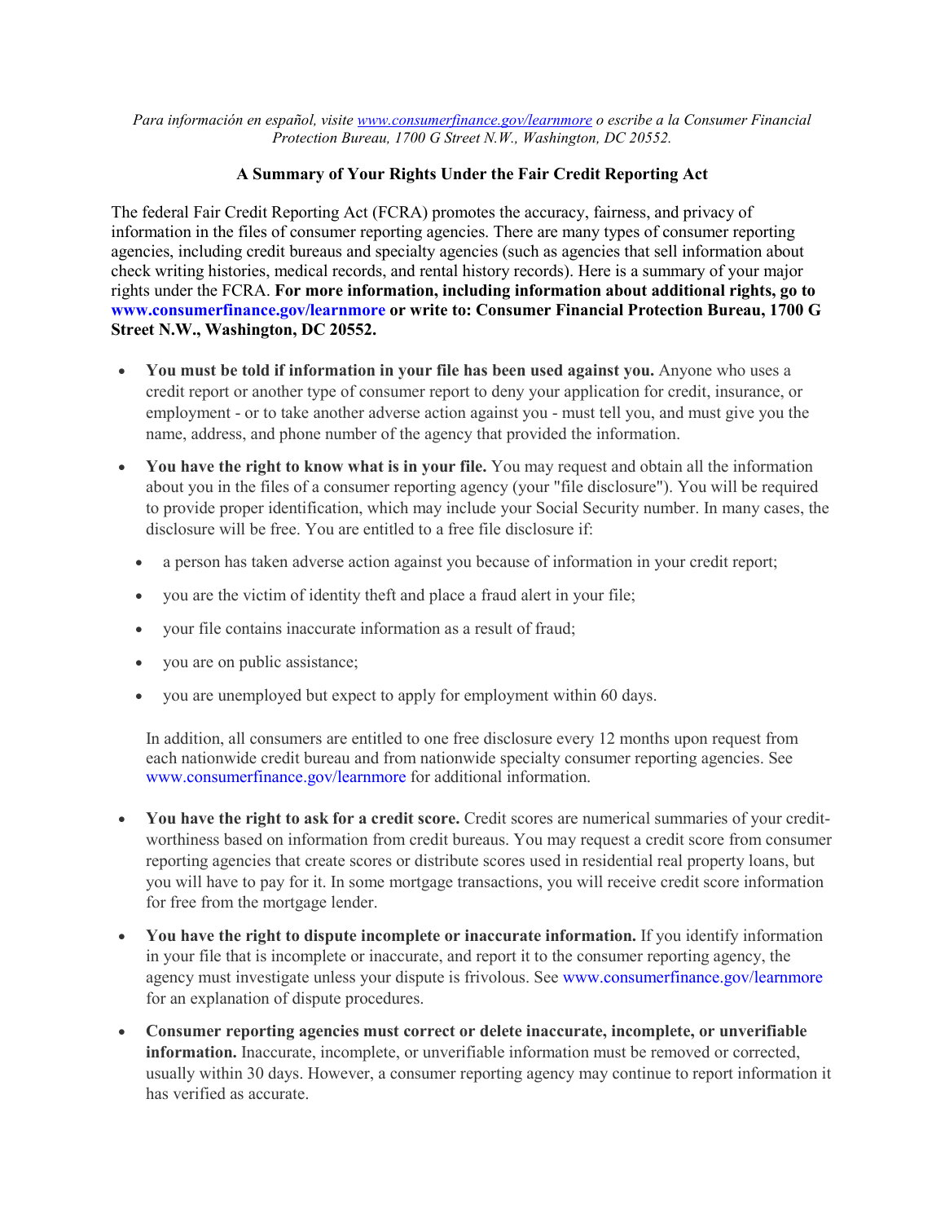*Para información en español, visite [www.consumerfinance.gov/learnmore](www.consumerfinance.gov/learnmore) o escribe a la Consumer Financial Protection Bureau, 1700 G Street N.W., Washington, DC 20552.*

## A Summary of Your Rights Under the Fair Credit Reporting Act

The federal Fair Credit Reporting Act (FCRA) promotes the accuracy, fairness, and privacy of information in the files of consumer reporting agencies. There are many types of consumer reporting agencies, including credit bureaus and specialty agencies (such as agencies that sell information about check writing histories, medical records, and rental history records). Here is a summary of your major rights under the FCRA. **For more information, including information about additional rights, go to www.consumerfinance.gov/learnmore or write to: Consumer Financial Protection Bureau, 1700 G Street N.W., Washington, DC 20552.**

- **You must be told if information in your file has been used against you.** Anyone who uses a credit report or another type of consumer report to deny your application for credit, insurance, or employment - or to take another adverse action against you - must tell you, and must give you the name, address, and phone number of the agency that provided the information.
- **You have the right to know what is in your file.** You may request and obtain all the information about you in the files of a consumer reporting agency (your "file disclosure"). You will be required to provide proper identification, which may include your Social Security number. In many cases, the disclosure will be free. You are entitled to a free file disclosure if:
  - a person has taken adverse action against you because of information in your credit report;
  - you are the victim of identity theft and place a fraud alert in your file;
  - your file contains inaccurate information as a result of fraud;
  - you are on public assistance;
  - you are unemployed but expect to apply for employment within 60 days.

  In addition, all consumers are entitled to one free disclosure every 12 months upon request from each nationwide credit bureau and from nationwide specialty consumer reporting agencies. See www.consumerfinance.gov/learnmore for additional information.
- **You have the right to ask for a credit score.** Credit scores are numerical summaries of your credit-worthiness based on information from credit bureaus. You may request a credit score from consumer reporting agencies that create scores or distribute scores used in residential real property loans, but you will have to pay for it. In some mortgage transactions, you will receive credit score information for free from the mortgage lender.
- **You have the right to dispute incomplete or inaccurate information.** If you identify information in your file that is incomplete or inaccurate, and report it to the consumer reporting agency, the agency must investigate unless your dispute is frivolous. See www.consumerfinance.gov/learnmore for an explanation of dispute procedures.
- **Consumer reporting agencies must correct or delete inaccurate, incomplete, or unverifiable information.** Inaccurate, incomplete, or unverifiable information must be removed or corrected, usually within 30 days. However, a consumer reporting agency may continue to report information it has verified as accurate.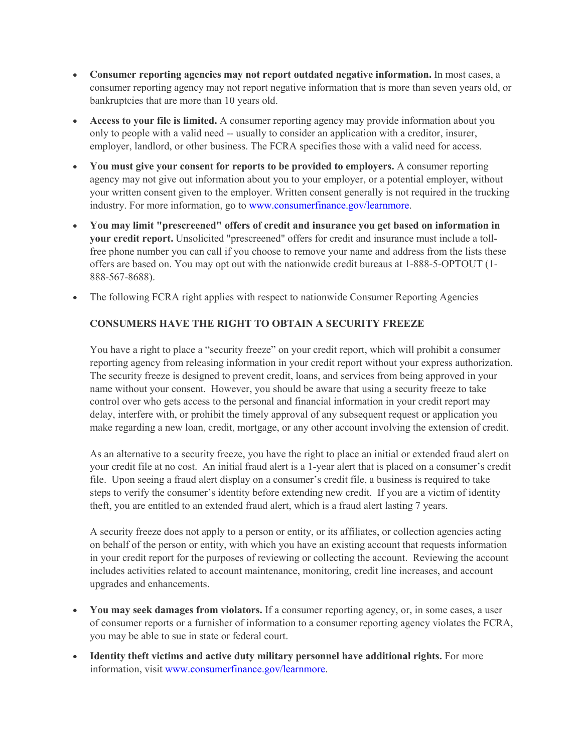- **Consumer reporting agencies may not report outdated negative information.** In most cases, a consumer reporting agency may not report negative information that is more than seven years old, or bankruptcies that are more than 10 years old.
- **Access to your file is limited.** A consumer reporting agency may provide information about you only to people with a valid need -- usually to consider an application with a creditor, insurer, employer, landlord, or other business. The FCRA specifies those with a valid need for access.
- **You must give your consent for reports to be provided to employers.** A consumer reporting agency may not give out information about you to your employer, or a potential employer, without your written consent given to the employer. Written consent generally is not required in the trucking industry. For more information, go to www.consumerfinance.gov/learnmore.
- **You may limit "prescreened" offers of credit and insurance you get based on information in your credit report.** Unsolicited "prescreened" offers for credit and insurance must include a toll-free phone number you can call if you choose to remove your name and address from the lists these offers are based on. You may opt out with the nationwide credit bureaus at 1-888-5-OPTOUT (1-888-567-8688).
- The following FCRA right applies with respect to nationwide Consumer Reporting Agencies

  **CONSUMERS HAVE THE RIGHT TO OBTAIN A SECURITY FREEZE**

  You have a right to place a "security freeze" on your credit report, which will prohibit a consumer reporting agency from releasing information in your credit report without your express authorization. The security freeze is designed to prevent credit, loans, and services from being approved in your name without your consent. However, you should be aware that using a security freeze to take control over who gets access to the personal and financial information in your credit report may delay, interfere with, or prohibit the timely approval of any subsequent request or application you make regarding a new loan, credit, mortgage, or any other account involving the extension of credit.

  As an alternative to a security freeze, you have the right to place an initial or extended fraud alert on your credit file at no cost. An initial fraud alert is a 1-year alert that is placed on a consumer's credit file. Upon seeing a fraud alert display on a consumer's credit file, a business is required to take steps to verify the consumer's identity before extending new credit. If you are a victim of identity theft, you are entitled to an extended fraud alert, which is a fraud alert lasting 7 years.

  A security freeze does not apply to a person or entity, or its affiliates, or collection agencies acting on behalf of the person or entity, with which you have an existing account that requests information in your credit report for the purposes of reviewing or collecting the account. Reviewing the account includes activities related to account maintenance, monitoring, credit line increases, and account upgrades and enhancements.

- **You may seek damages from violators.** If a consumer reporting agency, or, in some cases, a user of consumer reports or a furnisher of information to a consumer reporting agency violates the FCRA, you may be able to sue in state or federal court.
- **Identity theft victims and active duty military personnel have additional rights.** For more information, visit www.consumerfinance.gov/learnmore.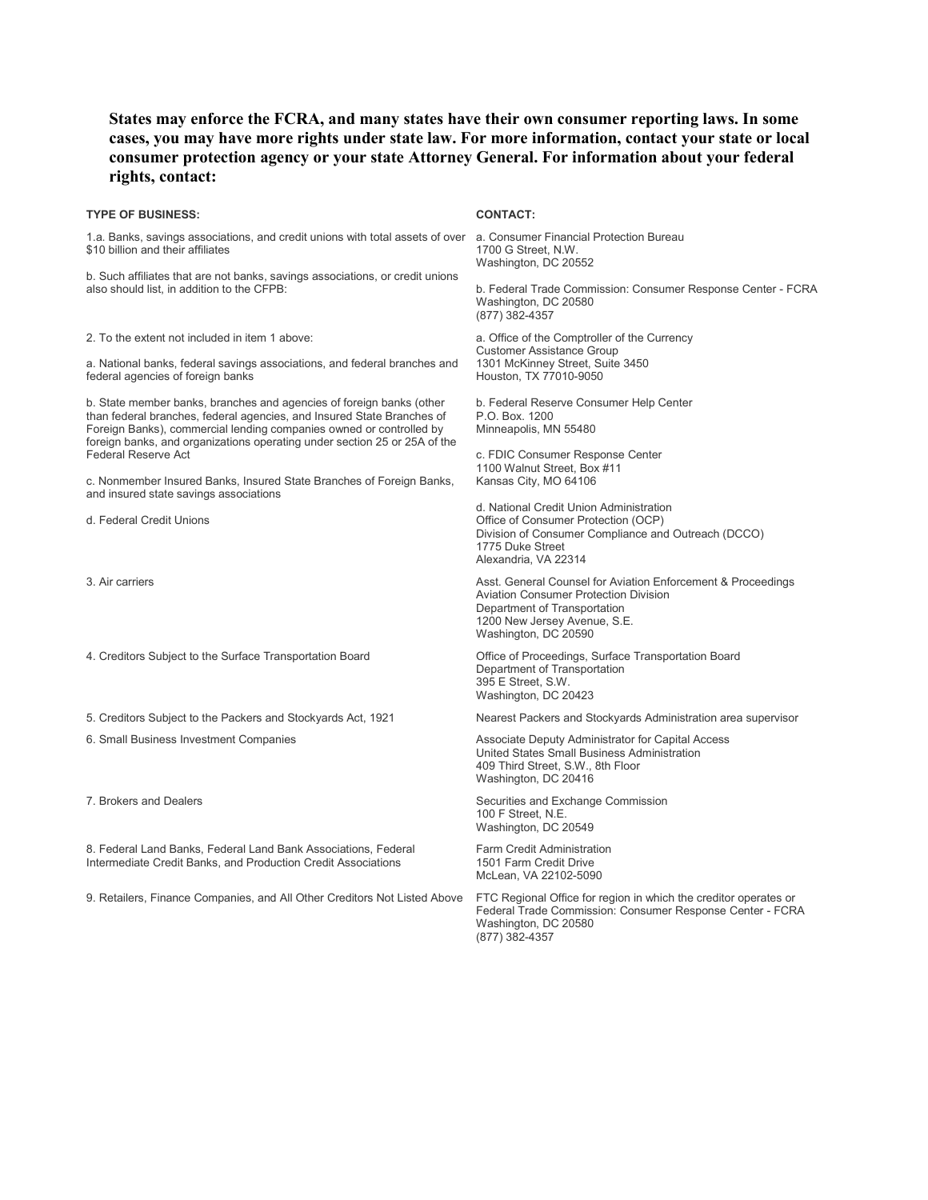**States may enforce the FCRA, and many states have their own consumer reporting laws. In some cases, you may have more rights under state law. For more information, contact your state or local consumer protection agency or your state Attorney General. For information about your federal rights, contact:**

| TYPE OF BUSINESS: | CONTACT: |
|---|---|
| 1.a. Banks, savings associations, and credit unions with total assets of over $10 billion and their affiliates<br><br>b. Such affiliates that are not banks, savings associations, or credit unions also should list, in addition to the CFPB: | a. Consumer Financial Protection Bureau<br>1700 G Street, N.W.<br>Washington, DC 20552<br><br>b. Federal Trade Commission: Consumer Response Center - FCRA<br>Washington, DC 20580<br>(877) 382-4357 |
| 2. To the extent not included in item 1 above:<br><br>a. National banks, federal savings associations, and federal branches and federal agencies of foreign banks<br><br>b. State member banks, branches and agencies of foreign banks (other than federal branches, federal agencies, and Insured State Branches of Foreign Banks), commercial lending companies owned or controlled by foreign banks, and organizations operating under section 25 or 25A of the Federal Reserve Act<br><br>c. Nonmember Insured Banks, Insured State Branches of Foreign Banks, and insured state savings associations<br><br>d. Federal Credit Unions | a. Office of the Comptroller of the Currency<br>Customer Assistance Group<br>1301 McKinney Street, Suite 3450<br>Houston, TX 77010-9050<br><br>b. Federal Reserve Consumer Help Center<br>P.O. Box. 1200<br>Minneapolis, MN 55480<br><br>c. FDIC Consumer Response Center<br>1100 Walnut Street, Box #11<br>Kansas City, MO 64106<br><br>d. National Credit Union Administration<br>Office of Consumer Protection (OCP)<br>Division of Consumer Compliance and Outreach (DCCO)<br>1775 Duke Street<br>Alexandria, VA 22314 |
| 3. Air carriers | Asst. General Counsel for Aviation Enforcement & Proceedings<br>Aviation Consumer Protection Division<br>Department of Transportation<br>1200 New Jersey Avenue, S.E.<br>Washington, DC 20590 |
| 4. Creditors Subject to the Surface Transportation Board | Office of Proceedings, Surface Transportation Board<br>Department of Transportation<br>395 E Street, S.W.<br>Washington, DC 20423 |
| 5. Creditors Subject to the Packers and Stockyards Act, 1921 | Nearest Packers and Stockyards Administration area supervisor |
| 6. Small Business Investment Companies | Associate Deputy Administrator for Capital Access<br>United States Small Business Administration<br>409 Third Street, S.W., 8th Floor<br>Washington, DC 20416 |
| 7. Brokers and Dealers | Securities and Exchange Commission<br>100 F Street, N.E.<br>Washington, DC 20549 |
| 8. Federal Land Banks, Federal Land Bank Associations, Federal Intermediate Credit Banks, and Production Credit Associations | Farm Credit Administration<br>1501 Farm Credit Drive<br>McLean, VA 22102-5090 |
| 9. Retailers, Finance Companies, and All Other Creditors Not Listed Above | FTC Regional Office for region in which the creditor operates or Federal Trade Commission: Consumer Response Center - FCRA<br>Washington, DC 20580<br>(877) 382-4357 |